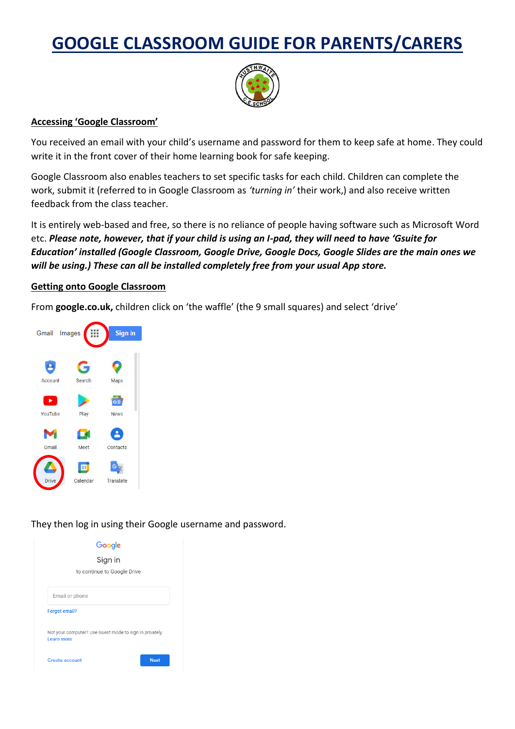# GOOGLE CLASSROOM GUIDE FOR PARENTS/CARERS

## Accessing 'Google Classroom'

You received an email with your child's username and password for them to keep safe at home. They could write it in the front cover of their home learning book for safe keeping.

Google Classroom also enables teachers to set specific tasks for each child. Children can complete the work, submit it (referred to in Google Classroom as *'turning in'* their work,) and also receive written feedback from the class teacher.

It is entirely web-based and free, so there is no reliance of people having software such as Microsoft Word etc. ***Please note, however, that if your child is using an I-pad, they will need to have 'Gsuite for Education' installed (Google Classroom, Google Drive, Google Docs, Google Slides are the main ones we will be using.) These can all be installed completely free from your usual App store.***

## Getting onto Google Classroom

From **google.co.uk,** children click on 'the waffle' (the 9 small squares) and select 'drive'

They then log in using their Google username and password.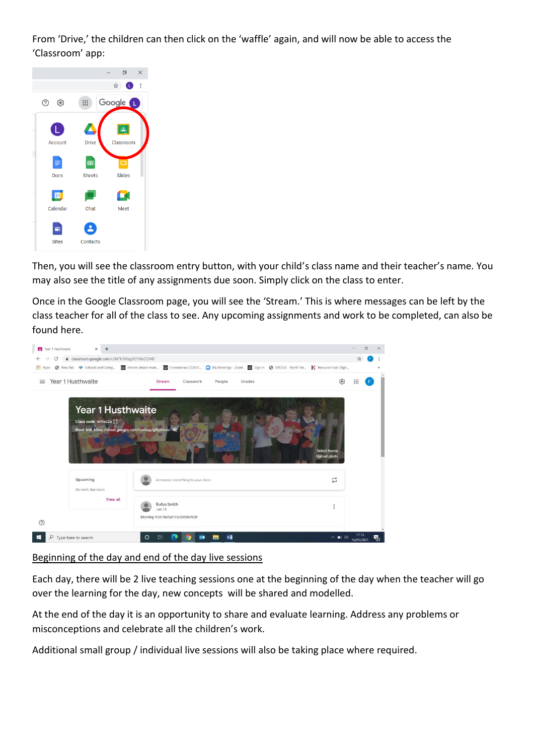From 'Drive,' the children can then click on the 'waffle' again, and will now be able to access the 'Classroom' app:

Then, you will see the classroom entry button, with your child's class name and their teacher's name. You may also see the title of any assignments due soon. Simply click on the class to enter.

Once in the Google Classroom page, you will see the 'Stream.' This is where messages can be left by the class teacher for all of the class to see. Any upcoming assignments and work to be completed, can also be found here.

Beginning of the day and end of the day live sessions

Each day, there will be 2 live teaching sessions one at the beginning of the day when the teacher will go over the learning for the day, new concepts will be shared and modelled.

At the end of the day it is an opportunity to share and evaluate learning. Address any problems or misconceptions and celebrate all the children's work.

Additional small group / individual live sessions will also be taking place where required.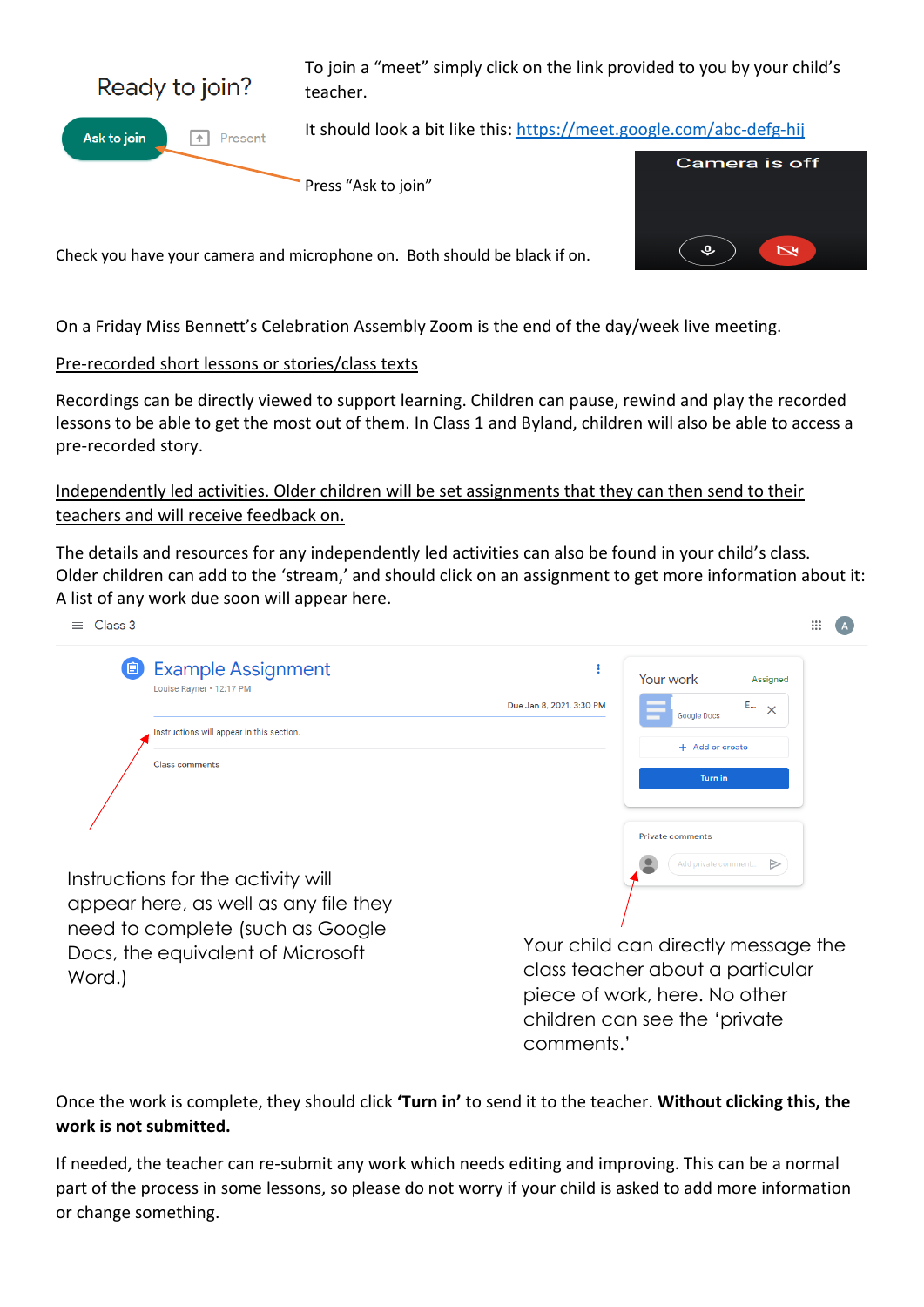Ready to join?

Ask to join    Present

To join a "meet" simply click on the link provided to you by your child's teacher.

It should look a bit like this: https://meet.google.com/abc-defg-hij

Press "Ask to join"

Camera is off

Check you have your camera and microphone on. Both should be black if on.

On a Friday Miss Bennett's Celebration Assembly Zoom is the end of the day/week live meeting.

Pre-recorded short lessons or stories/class texts

Recordings can be directly viewed to support learning. Children can pause, rewind and play the recorded lessons to be able to get the most out of them. In Class 1 and Byland, children will also be able to access a pre-recorded story.

Independently led activities. Older children will be set assignments that they can then send to their teachers and will receive feedback on.

The details and resources for any independently led activities can also be found in your child's class. Older children can add to the 'stream,' and should click on an assignment to get more information about it: A list of any work due soon will appear here.

Class 3

Example Assignment
Louise Rayner • 12:17 PM

Due Jan 8, 2021, 3:30 PM

Instructions will appear in this section.

Class comments

Your work    Assigned

Google Docs

+ Add or create

Turn in

Private comments

Add private comment...

Instructions for the activity will appear here, as well as any file they need to complete (such as Google Docs, the equivalent of Microsoft Word.)

Your child can directly message the class teacher about a particular piece of work, here. No other children can see the 'private comments.'

Once the work is complete, they should click **'Turn in'** to send it to the teacher. **Without clicking this, the work is not submitted.**

If needed, the teacher can re-submit any work which needs editing and improving. This can be a normal part of the process in some lessons, so please do not worry if your child is asked to add more information or change something.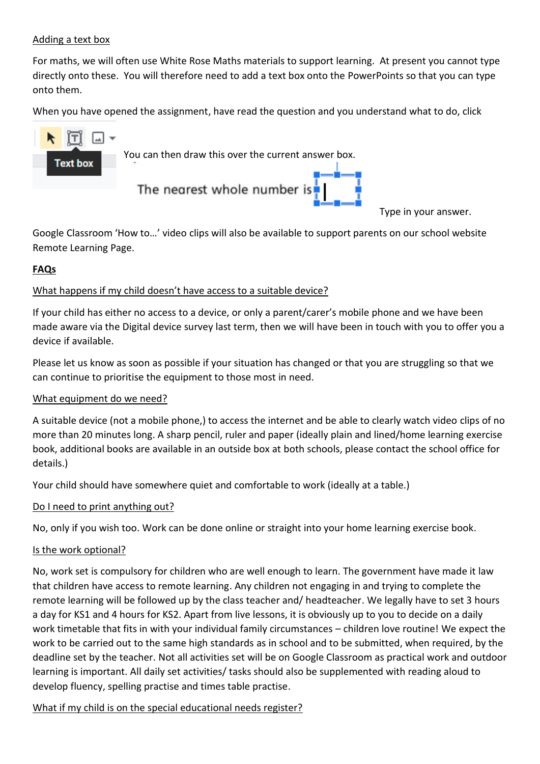Adding a text box

For maths, we will often use White Rose Maths materials to support learning. At present you cannot type directly onto these. You will therefore need to add a text box onto the PowerPoints so that you can type onto them.

When you have opened the assignment, have read the question and you understand what to do, click

Text box

You can then draw this over the current answer box.

The nearest whole number is

Type in your answer.

Google Classroom 'How to…' video clips will also be available to support parents on our school website Remote Learning Page.

**FAQs**

What happens if my child doesn't have access to a suitable device?

If your child has either no access to a device, or only a parent/carer's mobile phone and we have been made aware via the Digital device survey last term, then we will have been in touch with you to offer you a device if available.

Please let us know as soon as possible if your situation has changed or that you are struggling so that we can continue to prioritise the equipment to those most in need.

What equipment do we need?

A suitable device (not a mobile phone,) to access the internet and be able to clearly watch video clips of no more than 20 minutes long. A sharp pencil, ruler and paper (ideally plain and lined/home learning exercise book, additional books are available in an outside box at both schools, please contact the school office for details.)

Your child should have somewhere quiet and comfortable to work (ideally at a table.)

Do I need to print anything out?

No, only if you wish too. Work can be done online or straight into your home learning exercise book.

Is the work optional?

No, work set is compulsory for children who are well enough to learn. The government have made it law that children have access to remote learning. Any children not engaging in and trying to complete the remote learning will be followed up by the class teacher and/ headteacher. We legally have to set 3 hours a day for KS1 and 4 hours for KS2. Apart from live lessons, it is obviously up to you to decide on a daily work timetable that fits in with your individual family circumstances – children love routine! We expect the work to be carried out to the same high standards as in school and to be submitted, when required, by the deadline set by the teacher. Not all activities set will be on Google Classroom as practical work and outdoor learning is important. All daily set activities/ tasks should also be supplemented with reading aloud to develop fluency, spelling practise and times table practise.

What if my child is on the special educational needs register?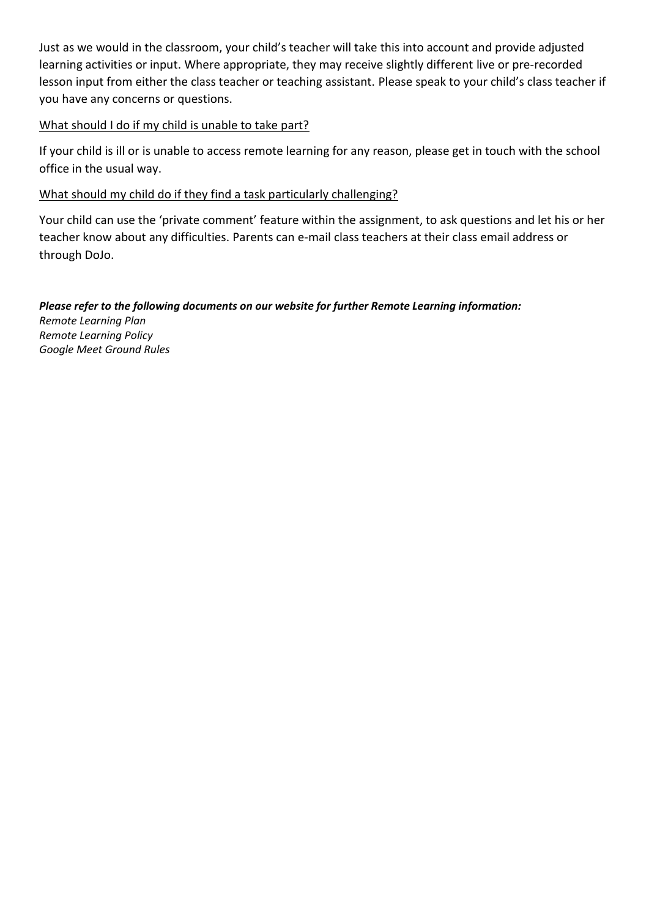Just as we would in the classroom, your child's teacher will take this into account and provide adjusted learning activities or input. Where appropriate, they may receive slightly different live or pre-recorded lesson input from either the class teacher or teaching assistant. Please speak to your child's class teacher if you have any concerns or questions.

What should I do if my child is unable to take part?

If your child is ill or is unable to access remote learning for any reason, please get in touch with the school office in the usual way.

What should my child do if they find a task particularly challenging?

Your child can use the 'private comment' feature within the assignment, to ask questions and let his or her teacher know about any difficulties. Parents can e-mail class teachers at their class email address or through DoJo.

***Please refer to the following documents on our website for further Remote Learning information:***
*Remote Learning Plan*
*Remote Learning Policy*
*Google Meet Ground Rules*